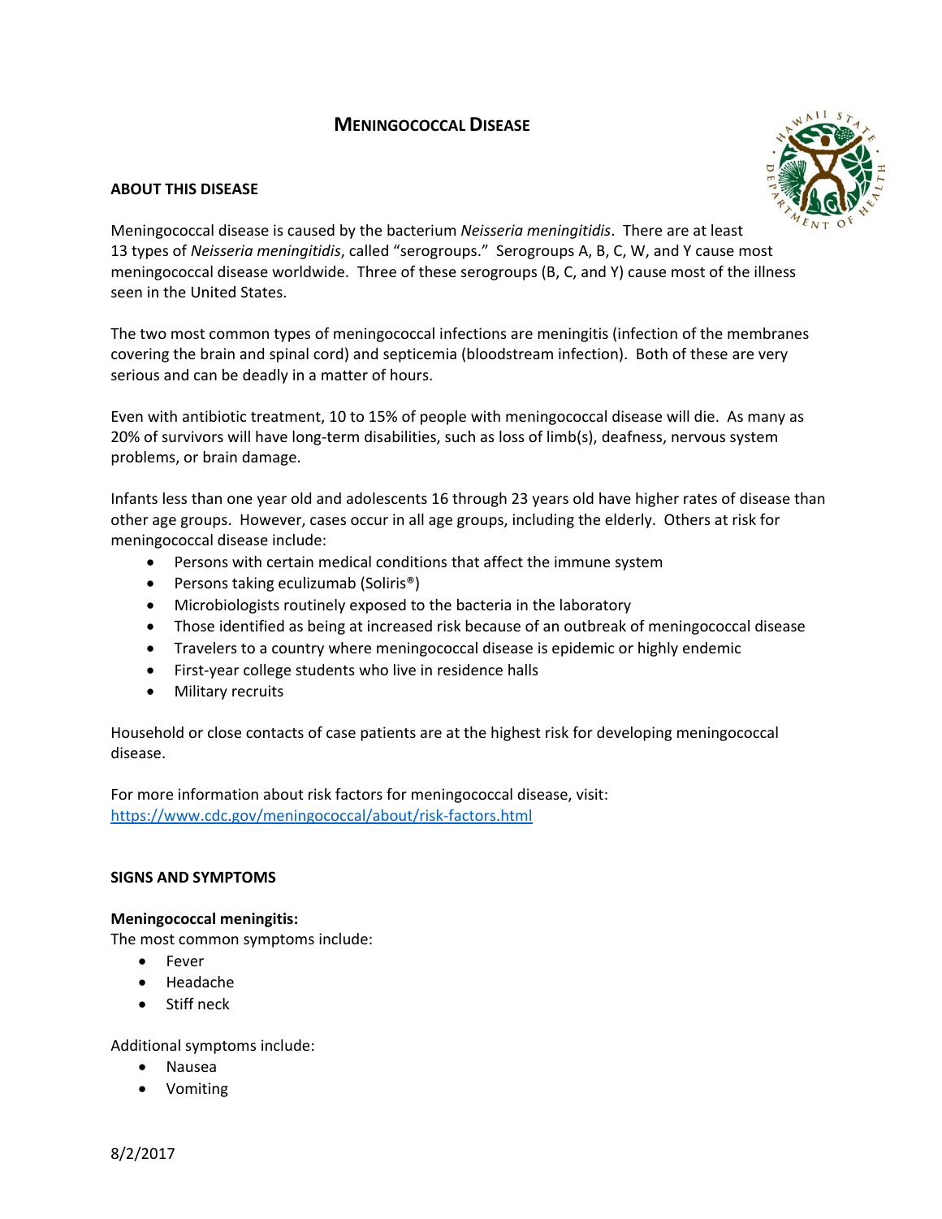# MENINGOCOCCAL DISEASE

## ABOUT THIS DISEASE

Meningococcal disease is caused by the bacterium *Neisseria meningitidis*. There are at least 13 types of *Neisseria meningitidis*, called "serogroups." Serogroups A, B, C, W, and Y cause most meningococcal disease worldwide. Three of these serogroups (B, C, and Y) cause most of the illness seen in the United States.

The two most common types of meningococcal infections are meningitis (infection of the membranes covering the brain and spinal cord) and septicemia (bloodstream infection). Both of these are very serious and can be deadly in a matter of hours.

Even with antibiotic treatment, 10 to 15% of people with meningococcal disease will die. As many as 20% of survivors will have long-term disabilities, such as loss of limb(s), deafness, nervous system problems, or brain damage.

Infants less than one year old and adolescents 16 through 23 years old have higher rates of disease than other age groups. However, cases occur in all age groups, including the elderly. Others at risk for meningococcal disease include:

- Persons with certain medical conditions that affect the immune system
- Persons taking eculizumab (Soliris®)
- Microbiologists routinely exposed to the bacteria in the laboratory
- Those identified as being at increased risk because of an outbreak of meningococcal disease
- Travelers to a country where meningococcal disease is epidemic or highly endemic
- First-year college students who live in residence halls
- Military recruits

Household or close contacts of case patients are at the highest risk for developing meningococcal disease.

For more information about risk factors for meningococcal disease, visit: https://www.cdc.gov/meningococcal/about/risk-factors.html

## SIGNS AND SYMPTOMS

**Meningococcal meningitis:**
The most common symptoms include:

- Fever
- Headache
- Stiff neck

Additional symptoms include:

- Nausea
- Vomiting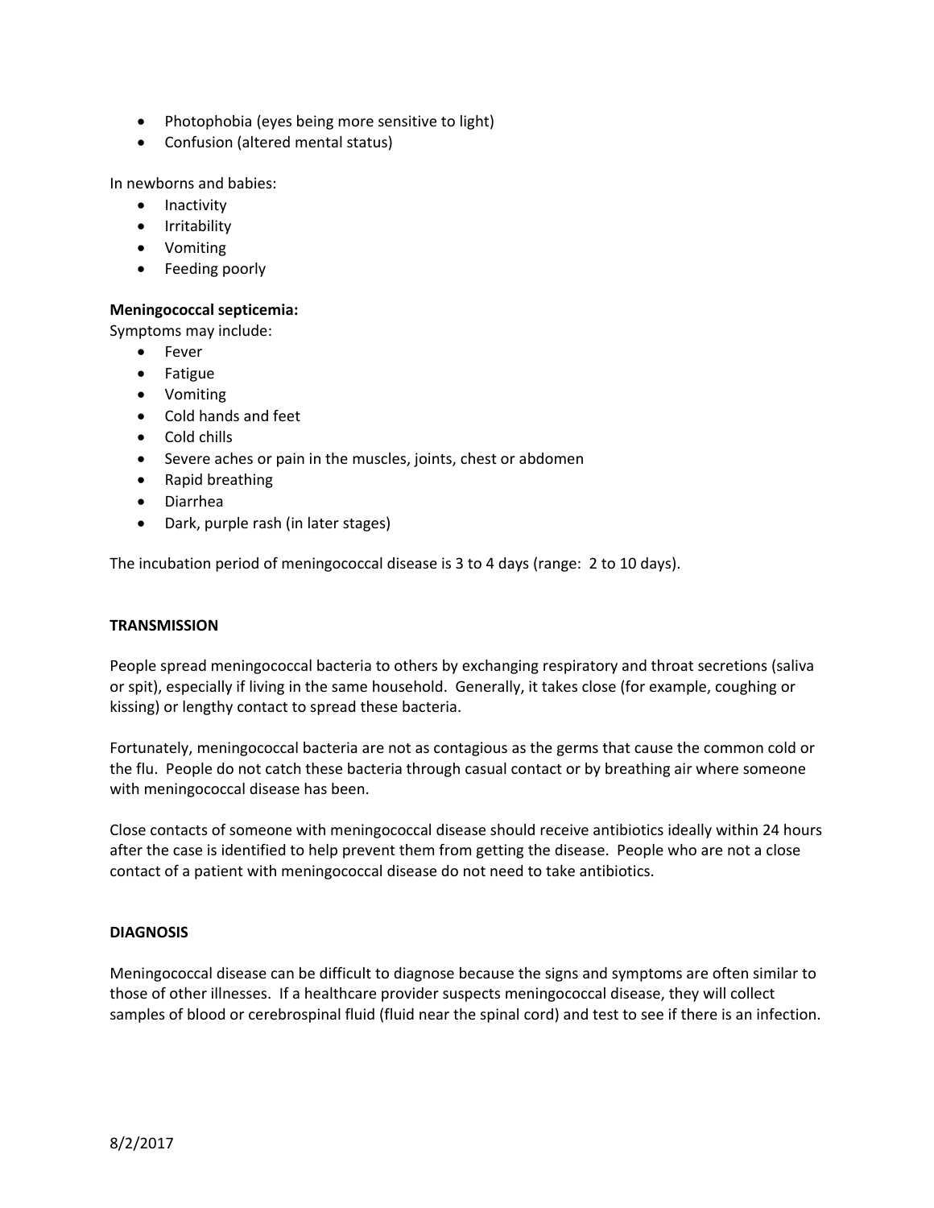- Photophobia (eyes being more sensitive to light)
- Confusion (altered mental status)

In newborns and babies:

- Inactivity
- Irritability
- Vomiting
- Feeding poorly

**Meningococcal septicemia:**

Symptoms may include:

- Fever
- Fatigue
- Vomiting
- Cold hands and feet
- Cold chills
- Severe aches or pain in the muscles, joints, chest or abdomen
- Rapid breathing
- Diarrhea
- Dark, purple rash (in later stages)

The incubation period of meningococcal disease is 3 to 4 days (range: 2 to 10 days).

## TRANSMISSION

People spread meningococcal bacteria to others by exchanging respiratory and throat secretions (saliva or spit), especially if living in the same household. Generally, it takes close (for example, coughing or kissing) or lengthy contact to spread these bacteria.

Fortunately, meningococcal bacteria are not as contagious as the germs that cause the common cold or the flu. People do not catch these bacteria through casual contact or by breathing air where someone with meningococcal disease has been.

Close contacts of someone with meningococcal disease should receive antibiotics ideally within 24 hours after the case is identified to help prevent them from getting the disease. People who are not a close contact of a patient with meningococcal disease do not need to take antibiotics.

## DIAGNOSIS

Meningococcal disease can be difficult to diagnose because the signs and symptoms are often similar to those of other illnesses. If a healthcare provider suspects meningococcal disease, they will collect samples of blood or cerebrospinal fluid (fluid near the spinal cord) and test to see if there is an infection.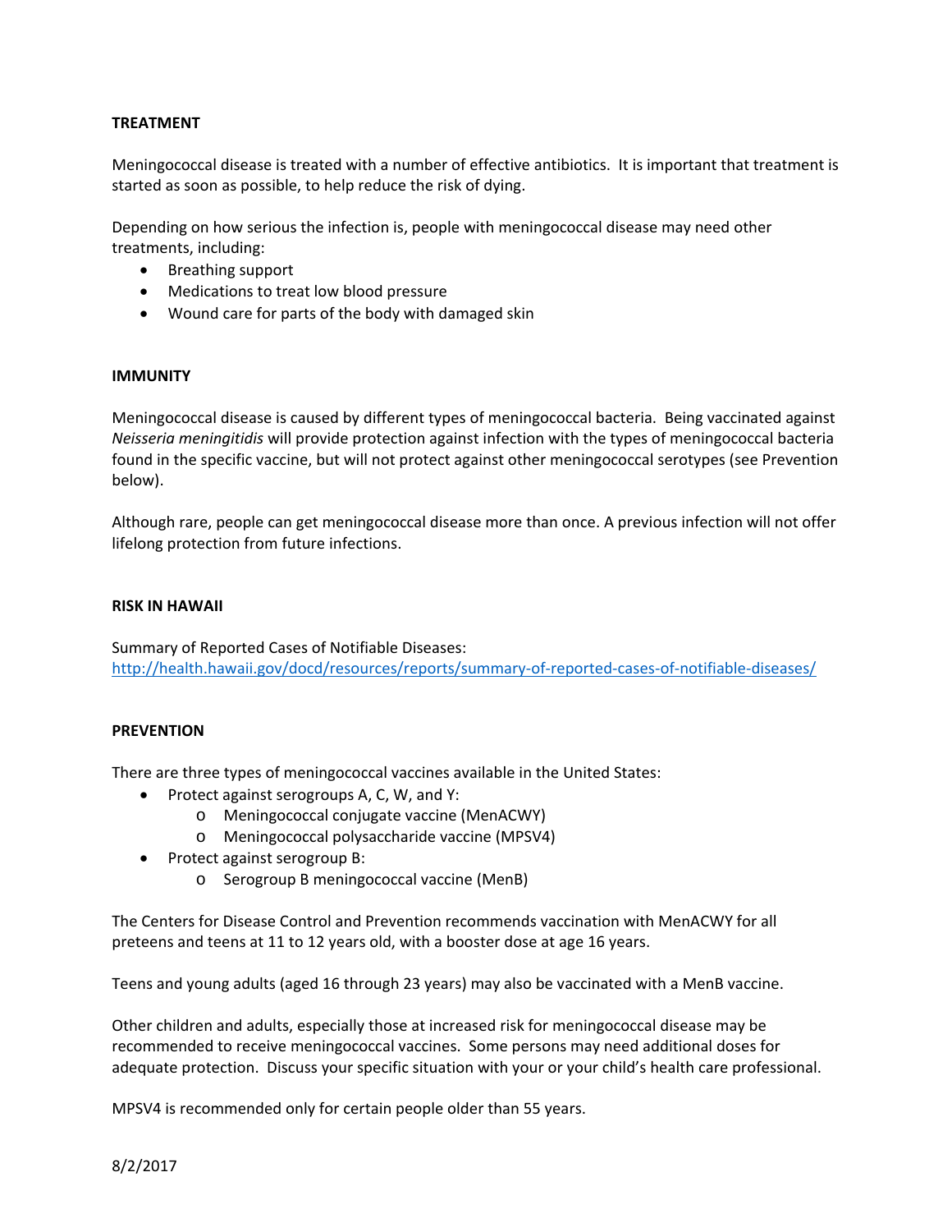## TREATMENT

Meningococcal disease is treated with a number of effective antibiotics. It is important that treatment is started as soon as possible, to help reduce the risk of dying.

Depending on how serious the infection is, people with meningococcal disease may need other treatments, including:

- Breathing support
- Medications to treat low blood pressure
- Wound care for parts of the body with damaged skin

## IMMUNITY

Meningococcal disease is caused by different types of meningococcal bacteria. Being vaccinated against *Neisseria meningitidis* will provide protection against infection with the types of meningococcal bacteria found in the specific vaccine, but will not protect against other meningococcal serotypes (see Prevention below).

Although rare, people can get meningococcal disease more than once. A previous infection will not offer lifelong protection from future infections.

## RISK IN HAWAII

Summary of Reported Cases of Notifiable Diseases:
[http://health.hawaii.gov/docd/resources/reports/summary-of-reported-cases-of-notifiable-diseases/](http://health.hawaii.gov/docd/resources/reports/summary-of-reported-cases-of-notifiable-diseases/)

## PREVENTION

There are three types of meningococcal vaccines available in the United States:

- Protect against serogroups A, C, W, and Y:
  - Meningococcal conjugate vaccine (MenACWY)
  - Meningococcal polysaccharide vaccine (MPSV4)
- Protect against serogroup B:
  - Serogroup B meningococcal vaccine (MenB)

The Centers for Disease Control and Prevention recommends vaccination with MenACWY for all preteens and teens at 11 to 12 years old, with a booster dose at age 16 years.

Teens and young adults (aged 16 through 23 years) may also be vaccinated with a MenB vaccine.

Other children and adults, especially those at increased risk for meningococcal disease may be recommended to receive meningococcal vaccines. Some persons may need additional doses for adequate protection. Discuss your specific situation with your or your child's health care professional.

MPSV4 is recommended only for certain people older than 55 years.

8/2/2017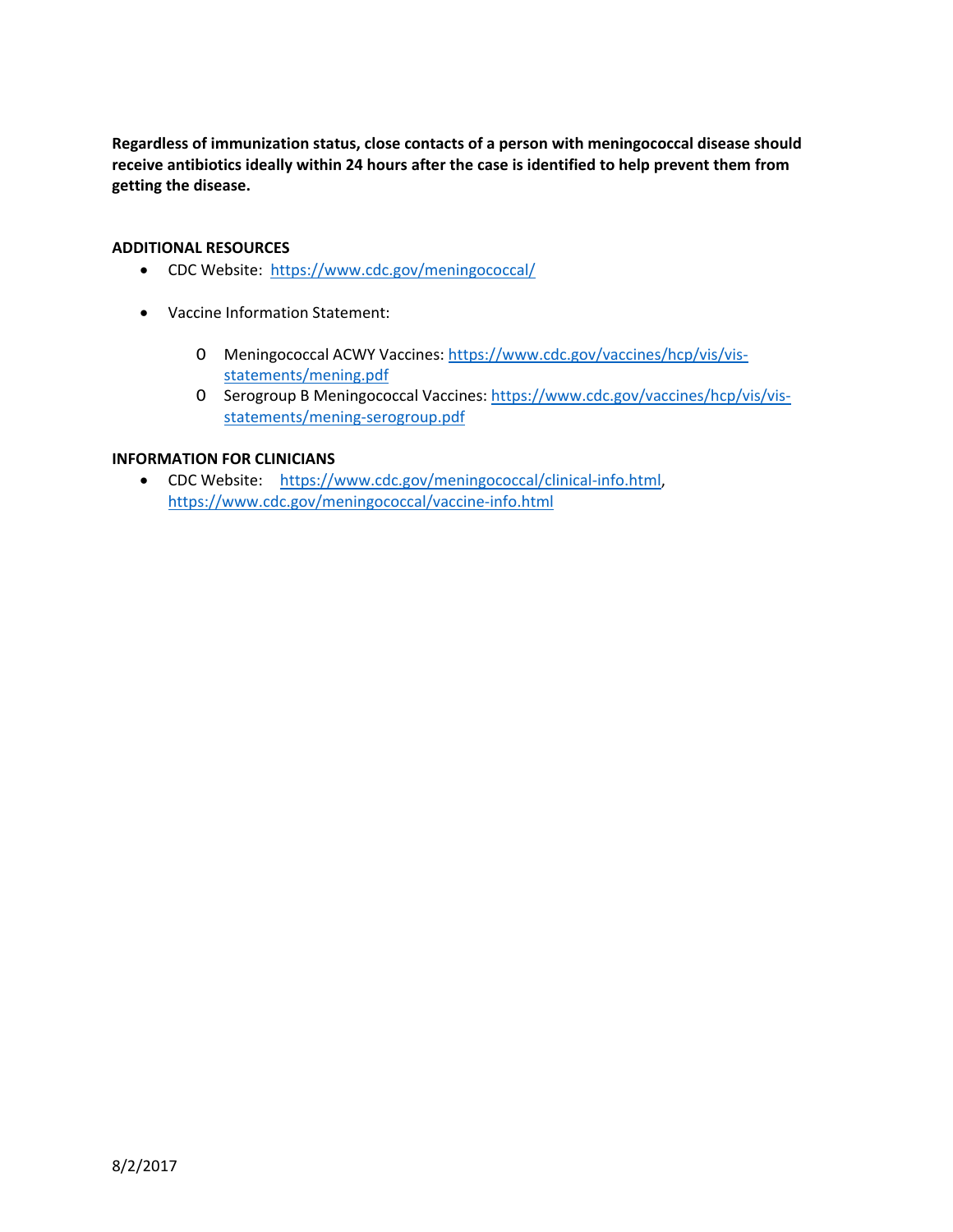**Regardless of immunization status, close contacts of a person with meningococcal disease should receive antibiotics ideally within 24 hours after the case is identified to help prevent them from getting the disease.**

## ADDITIONAL RESOURCES

- CDC Website: https://www.cdc.gov/meningococcal/
- Vaccine Information Statement:
  - Meningococcal ACWY Vaccines: https://www.cdc.gov/vaccines/hcp/vis/vis-statements/mening.pdf
  - Serogroup B Meningococcal Vaccines: https://www.cdc.gov/vaccines/hcp/vis/vis-statements/mening-serogroup.pdf

## INFORMATION FOR CLINICIANS

- CDC Website: https://www.cdc.gov/meningococcal/clinical-info.html, https://www.cdc.gov/meningococcal/vaccine-info.html

8/2/2017